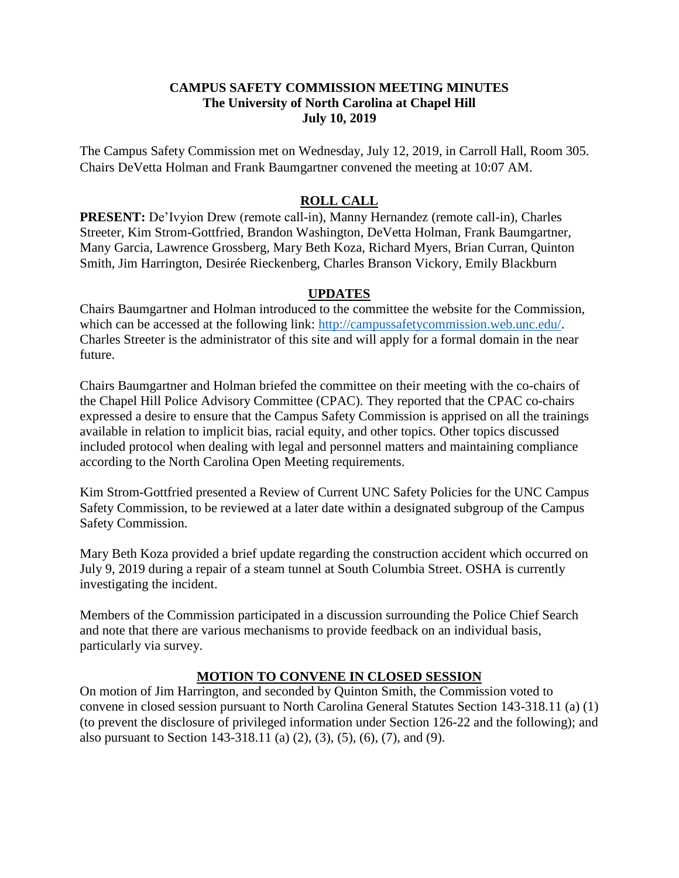**CAMPUS SAFETY COMMISSION MEETING MINUTES**
**The University of North Carolina at Chapel Hill**
**July 10, 2019**

The Campus Safety Commission met on Wednesday, July 12, 2019, in Carroll Hall, Room 305. Chairs DeVetta Holman and Frank Baumgartner convened the meeting at 10:07 AM.

## ROLL CALL

**PRESENT:** De'Ivyion Drew (remote call-in), Manny Hernandez (remote call-in), Charles Streeter, Kim Strom-Gottfried, Brandon Washington, DeVetta Holman, Frank Baumgartner, Many Garcia, Lawrence Grossberg, Mary Beth Koza, Richard Myers, Brian Curran, Quinton Smith, Jim Harrington, Desirée Rieckenberg, Charles Branson Vickory, Emily Blackburn

## UPDATES

Chairs Baumgartner and Holman introduced to the committee the website for the Commission, which can be accessed at the following link: http://campussafetycommission.web.unc.edu/. Charles Streeter is the administrator of this site and will apply for a formal domain in the near future.

Chairs Baumgartner and Holman briefed the committee on their meeting with the co-chairs of the Chapel Hill Police Advisory Committee (CPAC). They reported that the CPAC co-chairs expressed a desire to ensure that the Campus Safety Commission is apprised on all the trainings available in relation to implicit bias, racial equity, and other topics. Other topics discussed included protocol when dealing with legal and personnel matters and maintaining compliance according to the North Carolina Open Meeting requirements.

Kim Strom-Gottfried presented a Review of Current UNC Safety Policies for the UNC Campus Safety Commission, to be reviewed at a later date within a designated subgroup of the Campus Safety Commission.

Mary Beth Koza provided a brief update regarding the construction accident which occurred on July 9, 2019 during a repair of a steam tunnel at South Columbia Street. OSHA is currently investigating the incident.

Members of the Commission participated in a discussion surrounding the Police Chief Search and note that there are various mechanisms to provide feedback on an individual basis, particularly via survey.

## MOTION TO CONVENE IN CLOSED SESSION

On motion of Jim Harrington, and seconded by Quinton Smith, the Commission voted to convene in closed session pursuant to North Carolina General Statutes Section 143-318.11 (a) (1) (to prevent the disclosure of privileged information under Section 126-22 and the following); and also pursuant to Section 143-318.11 (a) (2), (3), (5), (6), (7), and (9).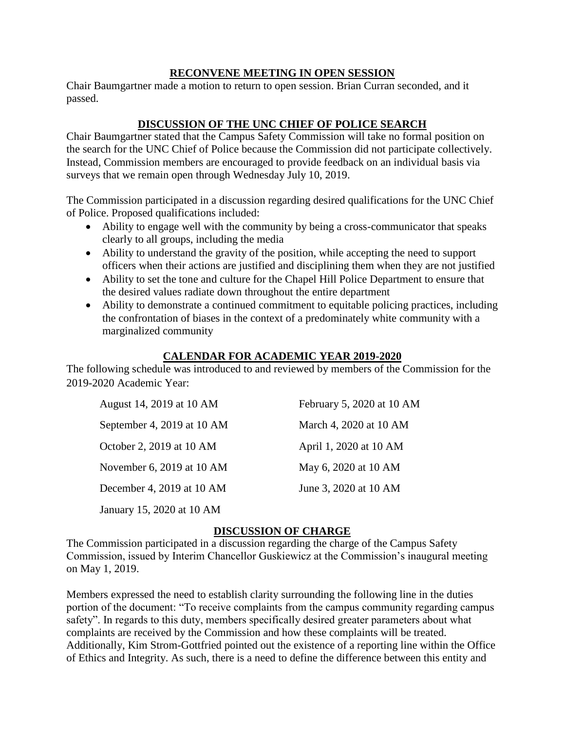## RECONVENE MEETING IN OPEN SESSION

Chair Baumgartner made a motion to return to open session. Brian Curran seconded, and it passed.

## DISCUSSION OF THE UNC CHIEF OF POLICE SEARCH

Chair Baumgartner stated that the Campus Safety Commission will take no formal position on the search for the UNC Chief of Police because the Commission did not participate collectively. Instead, Commission members are encouraged to provide feedback on an individual basis via surveys that we remain open through Wednesday July 10, 2019.

The Commission participated in a discussion regarding desired qualifications for the UNC Chief of Police. Proposed qualifications included:

- Ability to engage well with the community by being a cross-communicator that speaks clearly to all groups, including the media
- Ability to understand the gravity of the position, while accepting the need to support officers when their actions are justified and disciplining them when they are not justified
- Ability to set the tone and culture for the Chapel Hill Police Department to ensure that the desired values radiate down throughout the entire department
- Ability to demonstrate a continued commitment to equitable policing practices, including the confrontation of biases in the context of a predominately white community with a marginalized community

## CALENDAR FOR ACADEMIC YEAR 2019-2020

The following schedule was introduced to and reviewed by members of the Commission for the 2019-2020 Academic Year:

| | |
|---|---|
| August 14, 2019 at 10 AM | February 5, 2020 at 10 AM |
| September 4, 2019 at 10 AM | March 4, 2020 at 10 AM |
| October 2, 2019 at 10 AM | April 1, 2020 at 10 AM |
| November 6, 2019 at 10 AM | May 6, 2020 at 10 AM |
| December 4, 2019 at 10 AM | June 3, 2020 at 10 AM |
| January 15, 2020 at 10 AM | |

## DISCUSSION OF CHARGE

The Commission participated in a discussion regarding the charge of the Campus Safety Commission, issued by Interim Chancellor Guskiewicz at the Commission's inaugural meeting on May 1, 2019.

Members expressed the need to establish clarity surrounding the following line in the duties portion of the document: "To receive complaints from the campus community regarding campus safety". In regards to this duty, members specifically desired greater parameters about what complaints are received by the Commission and how these complaints will be treated. Additionally, Kim Strom-Gottfried pointed out the existence of a reporting line within the Office of Ethics and Integrity. As such, there is a need to define the difference between this entity and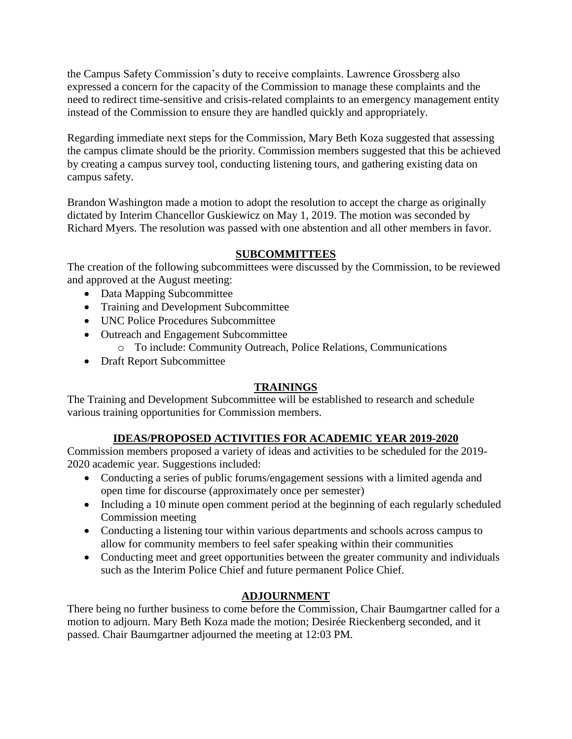the Campus Safety Commission's duty to receive complaints. Lawrence Grossberg also expressed a concern for the capacity of the Commission to manage these complaints and the need to redirect time-sensitive and crisis-related complaints to an emergency management entity instead of the Commission to ensure they are handled quickly and appropriately.

Regarding immediate next steps for the Commission, Mary Beth Koza suggested that assessing the campus climate should be the priority. Commission members suggested that this be achieved by creating a campus survey tool, conducting listening tours, and gathering existing data on campus safety.

Brandon Washington made a motion to adopt the resolution to accept the charge as originally dictated by Interim Chancellor Guskiewicz on May 1, 2019. The motion was seconded by Richard Myers. The resolution was passed with one abstention and all other members in favor.

## SUBCOMMITTEES

The creation of the following subcommittees were discussed by the Commission, to be reviewed and approved at the August meeting:

- Data Mapping Subcommittee
- Training and Development Subcommittee
- UNC Police Procedures Subcommittee
- Outreach and Engagement Subcommittee
    - To include: Community Outreach, Police Relations, Communications
- Draft Report Subcommittee

## TRAININGS

The Training and Development Subcommittee will be established to research and schedule various training opportunities for Commission members.

## IDEAS/PROPOSED ACTIVITIES FOR ACADEMIC YEAR 2019-2020

Commission members proposed a variety of ideas and activities to be scheduled for the 2019-2020 academic year. Suggestions included:

- Conducting a series of public forums/engagement sessions with a limited agenda and open time for discourse (approximately once per semester)
- Including a 10 minute open comment period at the beginning of each regularly scheduled Commission meeting
- Conducting a listening tour within various departments and schools across campus to allow for community members to feel safer speaking within their communities
- Conducting meet and greet opportunities between the greater community and individuals such as the Interim Police Chief and future permanent Police Chief.

## ADJOURNMENT

There being no further business to come before the Commission, Chair Baumgartner called for a motion to adjourn. Mary Beth Koza made the motion; Desirée Rieckenberg seconded, and it passed. Chair Baumgartner adjourned the meeting at 12:03 PM.